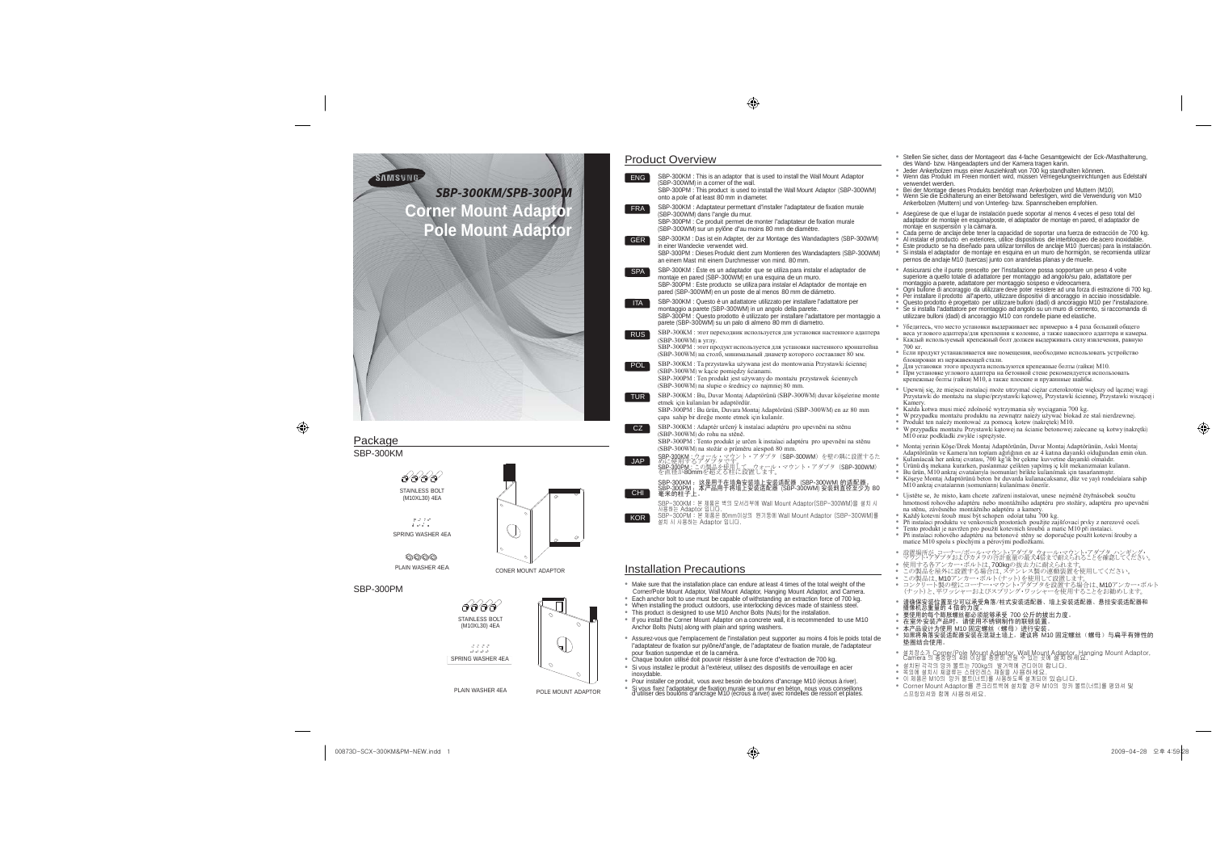SAMSUNG

# SBP-300KM/SPB-300PM

# Corner Mount Adaptor
# Pole Mount Adaptor

## Package

### SBP-300KM

STAINLESS BOLT (M10XL30) 4EA

SPRING WASHER 4EA

PLAIN WASHER 4EA

CONER MOUNT ADAPTOR

### SBP-300PM

STAINLESS BOLT (M10XL30) 4EA

SPRING WASHER 4EA

PLAIN WASHER 4EA

POLE MOUNT ADAPTOR

## Product Overview

**ENG**
SBP-300KM : This is an adaptor that is used to install the Wall Mount Adaptor (SBP-300WM) in a corner of the wall.
SBP-300PM : This product is used to install the Wall Mount Adaptor (SBP-300WM) onto a pole of at least 80 mm in diameter.

**FRA**
SBP-300KM : Adaptateur permettant d'installer l'adaptateur de fixation murale (SBP-300WM) dans l'angle du mur.
SBP-300PM : Ce produit permet de monter l'adaptateur de fixation murale (SBP-300WM) sur un pylône d'au moins 80 mm de diamètre.

**GER**
SBP-300KM : Das ist ein Adapter, der zur Montage des Wandadapters (SBP-300WM) in einer Wandecke verwendet wird.
SBP-300PM : Dieses Produkt dient zum Montieren des Wandadapters (SBP-300WM) an einem Mast mit einem Durchmesser von mind. 80 mm.

**SPA**
SBP-300KM : Éste es un adaptador que se utiliza para instalar el adaptador de montaje en pared (SBP-300WM) en una esquina de un muro.
SBP-300PM : Este producto se utiliza para instalar el Adaptador de montaje en pared (SBP-300WM) en un poste de al menos 80 mm de diámetro.

**ITA**
SBP-300KM : Questo è un adattatore utilizzato per installare l'adattatore per montaggio a parete (SBP-300WM) in un angolo della parete.
SBP-300PM : Questo prodotto è utilizzato per installare l'adattatore per montaggio a parete (SBP-300WM) su un palo di almeno 80 mm di diametro.

**RUS**
SBP-300KM : этот переходник используется для установки настенного адаптера (SBP-300WM) в углу.
SBP-300PM : этот продукт используется для установки настенного кронштейна (SBP-300WM) на столб, минимальный диаметр которого составляет 80 мм.

**POL**
SBP-300KM : Ta przystawka używana jest do montowania Przystawki ściennej (SBP-300WM) w kącie pomiędzy ścianami.
SBP-300PM : Ten produkt jest używany do montażu przystawek ściennych (SBP-300WM) na słupie o średnicy co najmniej 80 mm.

**TUR**
SBP-300KM : Bu, Duvar Montaj Adaptörünü (SBP-300WM) duvar köşelerine monte etmek için kullanılan bir adaptördür.
SBP-300PM : Bu ürün, Duvara Montaj Adaptörünü (SBP-300WM) en az 80 mm çapa sahip bir direğe monte etmek için kullanılır.

**CZ**
SBP-300KM : Adaptér určený k instalaci adaptéru pro upevnění na stěnu (SBP-300WM) do rohu na stěně.
SBP-300PM : Tento produkt je určen k instalaci adaptéru pro upevnění na stěnu (SBP-300WM) na stožár o průměru alespoň 80 mm.

**JAP**
SBP-300KM：ウォール・マウント・アダプタ（SBP-300WM）を壁の隅に設置するために使用するアダプタです。
SBP-300PM：この製品を使用して、ウォール・マウント・アダプタ（SBP-300WM）を直径が80mmを超える柱に設置します。

**CHI**
SBP-300KM： 这是用于在墙角安装墙上安装适配器（SBP-300WM）的适配器。
SBP-300PM： 本产品用于将墙上安装适配器（SBP-300WM）安装到直径至少为 80 毫米的柱子上。

**KOR**
SBP-300KM : 본 제품은 벽의 모서리부에 Wall Mount Adaptor(SBP-300WM)를 설치 시 사용하는 Adaptor 입니다.
SBP-300PM : 본 제품은 80mm이상의 원기둥에 Wall Mount Adaptor (SBP-300WM)를 설치 시 사용하는 Adaptor 입니다.

## Installation Precautions

- Make sure that the installation place can endure at least 4 times of the total weight of the Corner/Pole Mount Adaptor, Wall Mount Adaptor, Hanging Mount Adaptor, and Camera.
- Each anchor bolt to use must be capable of withstanding an extraction force of 700 kg.
- When installing the product outdoors, use interlocking devices made of stainless steel.
- This product is designed to use M10 Anchor Bolts (Nuts) for the installation.
- If you install the Corner Mount Adaptor on a concrete wall, it is recommended to use M10 Anchor Bolts (Nuts) along with plain and spring washers.

- Assurez-vous que l'emplacement de l'installation peut supporter au moins 4 fois le poids total de l'adaptateur de fixation sur pylône/d'angle, de l'adaptateur de fixation murale, de l'adaptateur pour fixation suspendue et de la caméra.
- Chaque boulon utilisé doit pouvoir résister à une force d'extraction de 700 kg.
- Si vous installez le produit à l'extérieur, utilisez des dispositifs de verrouillage en acier inoxydable.
- Pour installer ce produit, vous avez besoin de boulons d'ancrage M10 (écrous à river).
- Si vous fixez l'adaptateur de fixation murale sur un mur en béton, nous vous conseillons d'utiliser des boulons d'ancrage M10 (écrous à river) avec rondelles de ressort et plates.

- Stellen Sie sicher, dass der Montageort das 4-fache Gesamtgewicht der Eck-/Masthalterung, des Wand- bzw. Hängeadapters und der Kamera tragen kann.
- Jeder Ankerbolzen muss einer Ausziehkraft von 700 kg standhalten können.
- Wenn das Produkt im Freien montiert wird, müssen Verriegelungseinrichtungen aus Edelstahl verwendet werden.
- Bei der Montage dieses Produkts benötigt man Ankerbolzen und Muttern (M10).
- Wenn Sie die Eckhalterung an einer Betonwand befestigen, wird die Verwendung von M10 Ankerbolzen (Muttern) und von Unterleg- bzw. Spannscheiben empfohlen.

- Asegúrese de que el lugar de instalación puede soportar al menos 4 veces el peso total del adaptador de montaje en esquina/poste, el adaptador de montaje en pared, el adaptador de montaje en suspensión y la cámara.
- Cada perno de anclaje debe tener la capacidad de soportar una fuerza de extracción de 700 kg.
- Al instalar el producto en exteriores, utilice dispositivos de interbloqueo de acero inoxidable.
- Este producto se ha diseñado para utilizar tornillos de anclaje M10 (tuercas) para la instalación.
- Si instala el adaptador de montaje en esquina en un muro de hormigón, se recomienda utilizar pernos de anclaje M10 (tuercas) junto con arandelas planas y de muelle.

- Assicurarsi che il punto prescelto per l'installazione possa sopportare un peso 4 volte superiore a quello totale di adattatore per montaggio ad angolo/su palo, adattatore per montaggio a parete, adattatore per montaggio sospeso e videocamera.
- Ogni bullone di ancoraggio da utilizzare deve poter resistere ad una forza di estrazione di 700 kg.
- Per installare il prodotto all'aperto, utilizzare dispositivi di ancoraggio in acciaio inossidabile.
- Questo prodotto è progettato per utilizzare bulloni (dadi) di ancoraggio M10 per l'installazione.
- Se si installa l'adattatore per montaggio ad angolo su un muro di cemento, si raccomanda di utilizzare bulloni (dadi) di ancoraggio M10 con rondelle piane ed elastiche.

- Убедитесь, что место установки выдерживает вес примерно в 4 раза больший общего веса углового адаптера/для крепления к колонне, а также навесного адаптера и камеры.
- Каждый используемый крепежный болт должен выдерживать силу извлечения, равную 700 кг.
- Если продукт устанавливается вне помещения, необходимо использовать устройство блокировки из нержавеющей стали.
- Для установки этого продукта используются крепежные болты (гайки) M10.
- При установке углового адаптера на бетонной стене рекомендуется использовать крепежные болты (гайки) M10, а также плоские и пружинные шайбы.

- Upewnij się, że miejsce instalacji może utrzymać ciężar czterokrotnie większy od łącznej wagi Przystawki do montażu na słupie/przystawki kątowej, Przystawki ściennej, Przystawki wiszącej i Kamery.
- Każda kotwa musi mieć zdolność wytrzymania siły wyciągania 700 kg.
- W przypadku montażu produktu na zewnątrz należy używać blokad ze stali nierdzewnej.
- Produkt ten należy montować za pomocą kotew (nakrętek) M10.
- W przypadku montażu Przystawki kątowej na ścianie betonowej zalecane są kotwy(nakrętki) M10 oraz podkładki zwykłe i sprężyste.

- Montaj yerinin Köşe/Direk Montaj Adaptörünün, Duvar Montaj Adaptörünün, Askılı Montaj Adaptörünün ve Kamera'nın toplam ağırlığının en az 4 katına dayanıklı olduğundan emin olun.
- Kullanılacak her ankraj cıvatası, 700 kg'lık bir çekme kuvvetine dayanıklı olmalıdır.
- Ürünü dış mekana kurarken, paslanmaz çelikten yapılmış iç kilit mekanizmaları kullanın.
- Bu ürün, M10 ankraj cıvatalarıyla (somunlar) birlikte kullanılmak için tasarlanmıştır.
- Köşeye Montaj Adaptörünü beton bir duvarda kullanacaksanız, düz ve yaylı rondelalara sahip M10 ankraj cıvatalarının (somunlarının) kullanılması önerilir.

- Ujistěte se, že místo, kam chcete zařízení instalovat, unese nejméně čtyřnásobek součtu hmotností rohového adaptéru nebo montážního adaptéru pro stožáry, adaptéru pro upevnění na stěnu, závěsného montážního adaptéru a kamery.
- Každý kotevní šroub musí být schopen odolat tahu 700 kg.
- Při instalaci produktu ve venkovních prostorách použijte zajišťovací prvky z nerezové oceli.
- Tento produkt je navržen pro použití kotevních šroubů a matic M10 při instalaci.
- Při instalaci rohového adaptéru na betonové stěny se doporučuje použít kotevní šrouby a matice M10 spolu s plochými a pérovými podložkami.

- 設置場所が、コーナー/ポール・マウント・アダプタ、ウォール・マウント・アダプタ、ハンギング・マウント・アダプタおよびカメラの合計重量の最大4倍まで耐えられることを確認してください。
- 使用する各アンカー・ボルトは、700kgの抜去力に耐えられます。
- この製品を屋外に設置する場合は、ステンレス製の連動装置を使用してください。
- この製品は、M10アンカー・ボルト（ナット）を使用して設置します。
- コンクリート製の壁にコーナー・マウント・アダプタを設置する場合は、M10アンカー・ボルト（ナット）と、平ワッシャーおよびスプリング・ワッシャーを使用することをお勧めします。

- 请确保安装位置至少可以承受角落/柱式安装适配器、墙上安装适配器、悬挂安装适配器和摄像机总重量的 4 倍的力度。
- 要使用的每个锚栓螺丝都必须能够承受 700 公斤的拔出力度。
- 在室外安装产品时，请使用不锈钢制作的联锁装置。
- 本产品设计为使用 M10 固定螺丝（螺母）进行安装。
- 如果将角落安装适配器安装在混凝土墙上，建议将 M10 固定螺丝（螺母）与扁平有弹性的垫圈结合使用。

- 설치장소가 Corner/Pole Mount Adaptor, Wall Mount Adaptor, Hanging Mount Adaptor, Camera 의 총중량의 4배 이상을 충분히 견딜 수 있는 곳에 설치하세요.
- 설치된 각각의 앙카 볼트는 700kg의 뽑힘력에 견디어야 합니다.
- 옥외에 설치시 체결류는 스테인레스 재질을 사용하세요.
- 이 제품은 M10의 앙카 볼트(너트)를 사용하도록 설계되어 있습니다.
- Corner Mount Adaptor를 콘크리트벽에 설치할 경우 M10의 앙카 볼트(너트)를 평와셔 및 스프링와셔와 함께 사용하세요.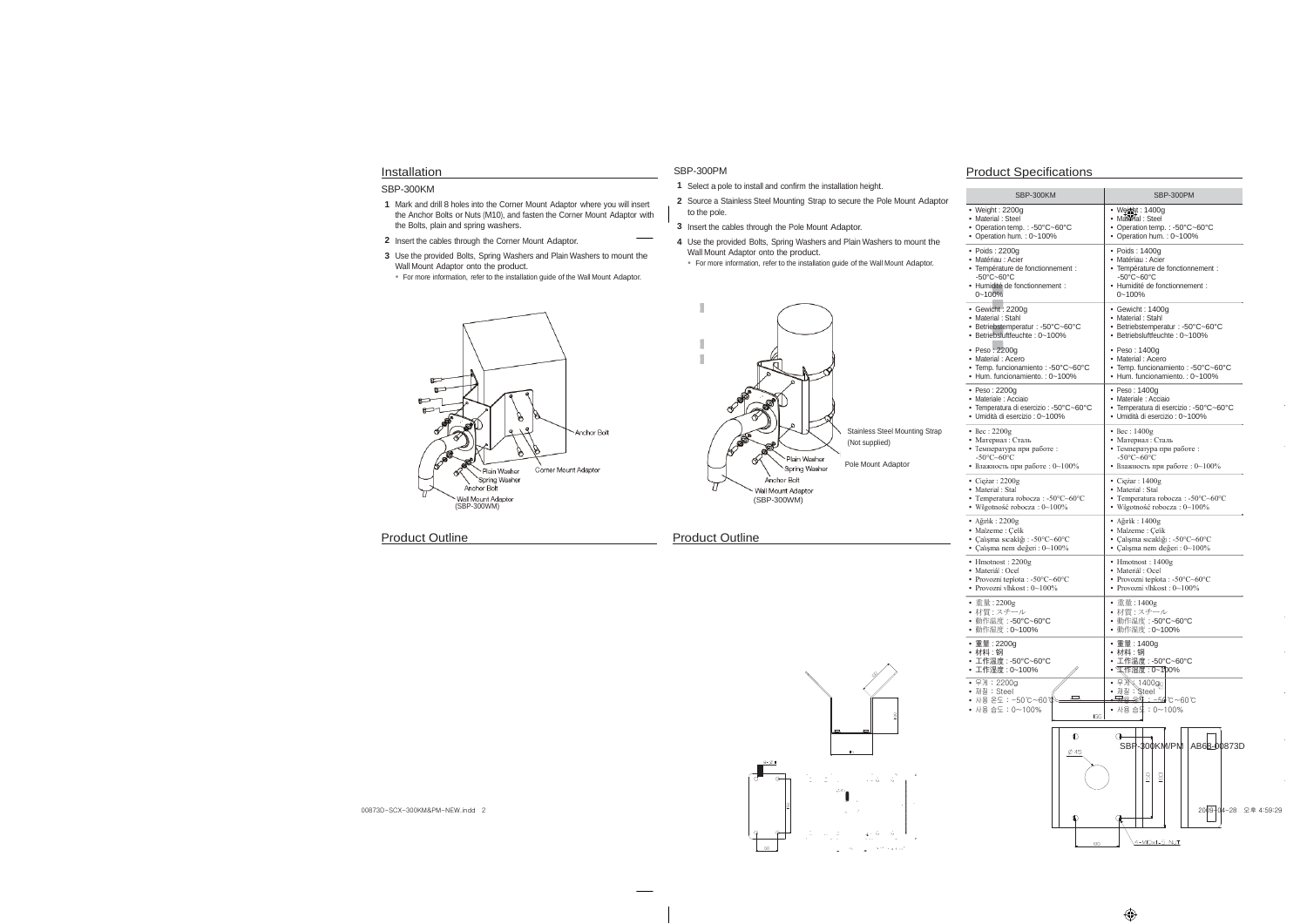## Installation

### SBP-300KM

1. Mark and drill 8 holes into the Corner Mount Adaptor where you will insert the Anchor Bolts or Nuts (M10), and fasten the Corner Mount Adaptor with the Bolts, plain and spring washers.
2. Insert the cables through the Corner Mount Adaptor.
3. Use the provided Bolts, Spring Washers and Plain Washers to mount the Wall Mount Adaptor onto the product.
   - For more information, refer to the installation guide of the Wall Mount Adaptor.

Anchor Bolt
Plain Washer
Spring Washer
Anchor Bolt
Corner Mount Adaptor
Wall Mount Adaptor
(SBP-300WM)

### SBP-300PM

1. Select a pole to install and confirm the installation height.
2. Source a Stainless Steel Mounting Strap to secure the Pole Mount Adaptor to the pole.
3. Insert the cables through the Pole Mount Adaptor.
4. Use the provided Bolts, Spring Washers and Plain Washers to mount the Wall Mount Adaptor onto the product.
   - For more information, refer to the installation guide of the Wall Mount Adaptor.

Stainless Steel Mounting Strap
(Not supplied)
Plain Washer
Spring Washer
Pole Mount Adaptor
Anchor Bolt
Wall Mount Adaptor
(SBP-300WM)

## Product Outline

## Product Outline

## Product Specifications

| SBP-300KM | SBP-300PM |
|---|---|
| • Weight : 2200g<br>• Material : Steel<br>• Operation temp. : -50°C~60°C<br>• Operation hum. : 0~100% | • Weight : 1400g<br>• Material : Steel<br>• Operation temp. : -50°C~60°C<br>• Operation hum. : 0~100% |
| • Poids : 2200g<br>• Matériau : Acier<br>• Température de fonctionnement : -50°C~60°C<br>• Humidité de fonctionnement : 0~100% | • Poids : 1400g<br>• Matériau : Acier<br>• Température de fonctionnement : -50°C~60°C<br>• Humidité de fonctionnement : 0~100% |
| • Gewicht : 2200g<br>• Material : Stahl<br>• Betriebstemperatur : -50°C~60°C<br>• Betriebsluftfeuchte : 0~100% | • Gewicht : 1400g<br>• Material : Stahl<br>• Betriebstemperatur : -50°C~60°C<br>• Betriebsluftfeuchte : 0~100% |
| • Peso : 2200g<br>• Material : Acero<br>• Temp. funcionamiento : -50°C~60°C<br>• Hum. funcionamiento. : 0~100% | • Peso : 1400g<br>• Material : Acero<br>• Temp. funcionamiento : -50°C~60°C<br>• Hum. funcionamiento. : 0~100% |
| • Peso : 2200g<br>• Materiale : Acciaio<br>• Temperatura di esercizio : -50°C~60°C<br>• Umidità di esercizio : 0~100% | • Peso : 1400g<br>• Materiale : Acciaio<br>• Temperatura di esercizio : -50°C~60°C<br>• Umidità di esercizio : 0~100% |
| • Вес : 2200g<br>• Материал : Сталь<br>• Температура при работе : -50°C~60°C<br>• Влажность при работе : 0~100% | • Вес : 1400g<br>• Материал : Сталь<br>• Температура при работе : -50°C~60°C<br>• Влажность при работе : 0~100% |
| • Ciężar : 2200g<br>• Material : Stal<br>• Temperatura robocza : -50°C~60°C<br>• Wilgotność robocza : 0~100% | • Ciężar : 1400g<br>• Material : Stal<br>• Temperatura robocza : -50°C~60°C<br>• Wilgotność robocza : 0~100% |
| • Ağırlık : 2200g<br>• Malzeme : Çelik<br>• Çalışma sıcaklığı : -50°C~60°C<br>• Çalışma nem değeri : 0~100% | • Ağırlık : 1400g<br>• Malzeme : Çelik<br>• Çalışma sıcaklığı : -50°C~60°C<br>• Çalışma nem değeri : 0~100% |
| • Hmotnost : 2200g<br>• Materiál : Ocel<br>• Provozní teplota : -50°C~60°C<br>• Provozní vlhkost : 0~100% | • Hmotnost : 1400g<br>• Materiál : Ocel<br>• Provozní teplota : -50°C~60°C<br>• Provozní vlhkost : 0~100% |
| • 重量 : 2200g<br>• 材質 : スチール<br>• 動作温度 : -50°C~60°C<br>• 動作湿度 : 0~100% | • 重量 : 1400g<br>• 材質 : スチール<br>• 動作温度 : -50°C~60°C<br>• 動作湿度 : 0~100% |
| • 重量 : 2200g<br>• 材料 : 钢<br>• 工作温度 : -50°C~60°C<br>• 工作湿度 : 0~100% | • 重量 : 1400g<br>• 材料 : 钢<br>• 工作温度 : -50°C~60°C<br>• 工作湿度 : 0~100% |
| • 무게 : 2200g<br>• 재질 : Steel<br>• 사용 온도 : -50℃~60℃<br>• 사용 습도 : 0~100% | • 무게 : 1400g<br>• 재질 : Steel<br>• 사용 온도 : -50℃~60℃<br>• 사용 습도 : 0~100% |

Ø 45
4-M24 L 9 NUT

SBP-300KM/PM AB68-00873D